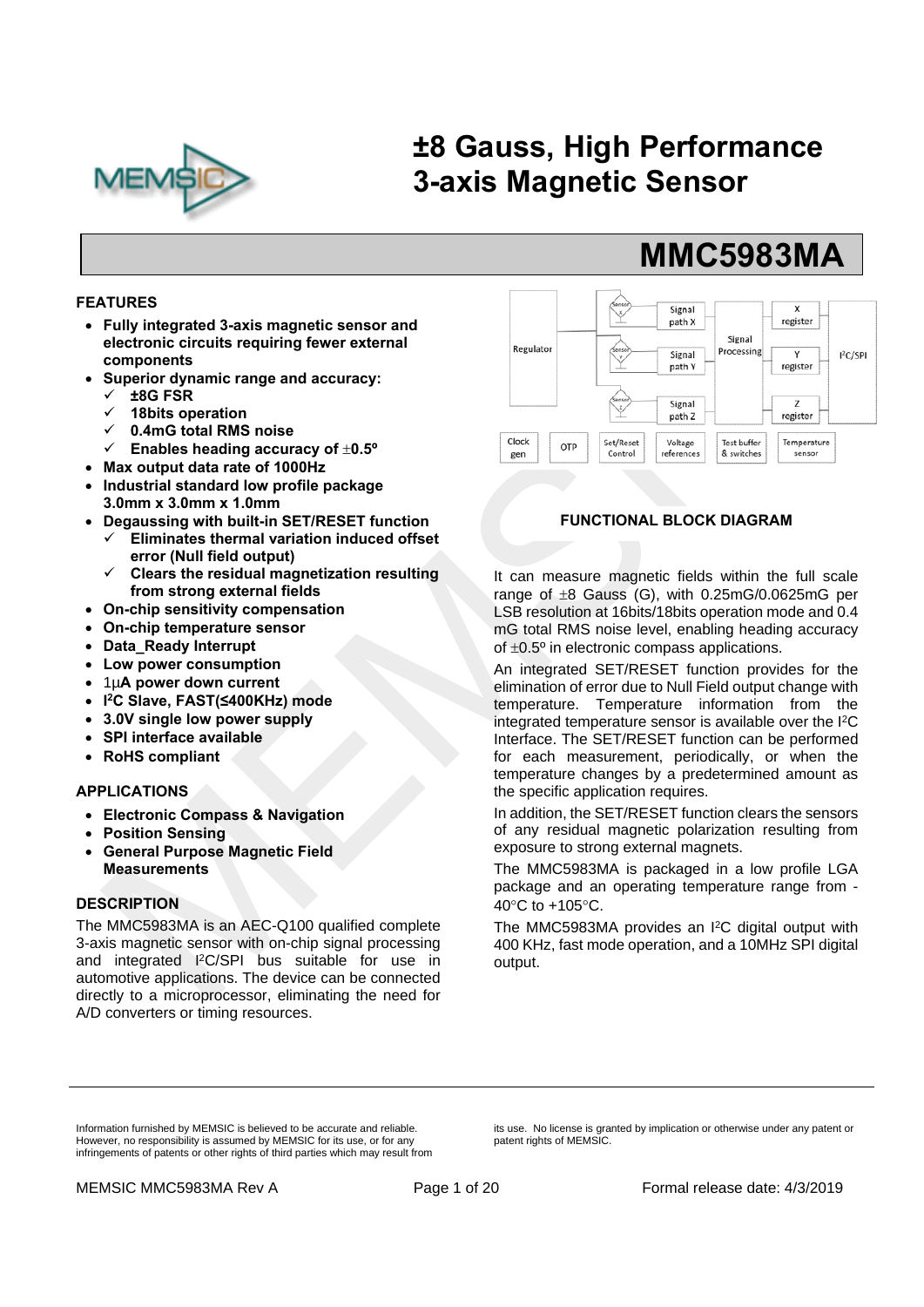# ±8 Gauss, High Performance 3-axis Magnetic Sensor

## MMC5983MA

### FEATURES

- **Fully integrated 3-axis magnetic sensor and electronic circuits requiring fewer external components**
- **Superior dynamic range and accuracy:**
  - ✓ **±8G FSR**
  - ✓ **18bits operation**
  - ✓ **0.4mG total RMS noise**
  - ✓ **Enables heading accuracy of ±0.5º**
- **Max output data rate of 1000Hz**
- **Industrial standard low profile package 3.0mm x 3.0mm x 1.0mm**
- **Degaussing with built-in SET/RESET function**
  - ✓ **Eliminates thermal variation induced offset error (Null field output)**
  - ✓ **Clears the residual magnetization resulting from strong external fields**
- **On-chip sensitivity compensation**
- **On-chip temperature sensor**
- **Data_Ready Interrupt**
- **Low power consumption**
- **1μA power down current**
- **I²C Slave, FAST(≤400KHz) mode**
- **3.0V single low power supply**
- **SPI interface available**
- **RoHS compliant**

### APPLICATIONS

- **Electronic Compass & Navigation**
- **Position Sensing**
- **General Purpose Magnetic Field Measurements**

### DESCRIPTION

The MMC5983MA is an AEC-Q100 qualified complete 3-axis magnetic sensor with on-chip signal processing and integrated I²C/SPI bus suitable for use in automotive applications. The device can be connected directly to a microprocessor, eliminating the need for A/D converters or timing resources.

**FUNCTIONAL BLOCK DIAGRAM**

It can measure magnetic fields within the full scale range of ±8 Gauss (G), with 0.25mG/0.0625mG per LSB resolution at 16bits/18bits operation mode and 0.4 mG total RMS noise level, enabling heading accuracy of ±0.5º in electronic compass applications.

An integrated SET/RESET function provides for the elimination of error due to Null Field output change with temperature. Temperature information from the integrated temperature sensor is available over the I²C Interface. The SET/RESET function can be performed for each measurement, periodically, or when the temperature changes by a predetermined amount as the specific application requires.

In addition, the SET/RESET function clears the sensors of any residual magnetic polarization resulting from exposure to strong external magnets.

The MMC5983MA is packaged in a low profile LGA package and an operating temperature range from -40°C to +105°C.

The MMC5983MA provides an I²C digital output with 400 KHz, fast mode operation, and a 10MHz SPI digital output.

Information furnished by MEMSIC is believed to be accurate and reliable. However, no responsibility is assumed by MEMSIC for its use, or for any infringements of patents or other rights of third parties which may result from its use. No license is granted by implication or otherwise under any patent or patent rights of MEMSIC.

MEMSIC MMC5983MA Rev A | Formal release date: 4/3/2019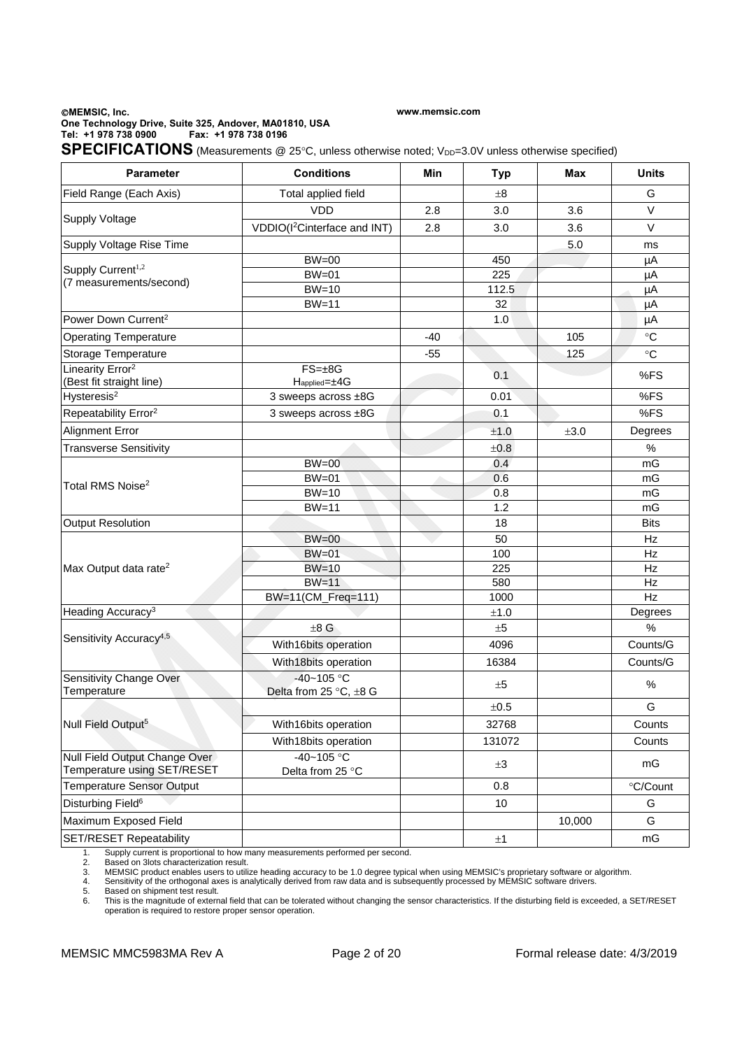**©MEMSIC, Inc.** **www.memsic.com**
**One Technology Drive, Suite 325, Andover, MA01810, USA**
**Tel: +1 978 738 0900 Fax: +1 978 738 0196**

## SPECIFICATIONS (Measurements @ 25°C, unless otherwise noted; $V_{DD}$=3.0V unless otherwise specified)

| Parameter | Conditions | Min | Typ | Max | Units |
|---|---|---|---|---|---|
| Field Range (Each Axis) | Total applied field | | ±8 | | G |
| Supply Voltage | VDD | 2.8 | 3.0 | 3.6 | V |
| | VDDIO($I^2C$interface and INT) | 2.8 | 3.0 | 3.6 | V |
| Supply Voltage Rise Time | | | | 5.0 | ms |
| Supply Current[1,2] (7 measurements/second) | BW=00 | | 450 | | μA |
| | BW=01 | | 225 | | μA |
| | BW=10 | | 112.5 | | μA |
| | BW=11 | | 32 | | μA |
| Power Down Current[2] | | | 1.0 | | μA |
| Operating Temperature | | -40 | | 105 | °C |
| Storage Temperature | | -55 | | 125 | °C |
| Linearity Error[2] (Best fit straight line) | FS=±8G $H_{applied}$=±4G | | 0.1 | | %FS |
| Hysteresis[2] | 3 sweeps across ±8G | | 0.01 | | %FS |
| Repeatability Error[2] | 3 sweeps across ±8G | | 0.1 | | %FS |
| Alignment Error | | | ±1.0 | ±3.0 | Degrees |
| Transverse Sensitivity | | | ±0.8 | | % |
| Total RMS Noise[2] | BW=00 | | 0.4 | | mG |
| | BW=01 | | 0.6 | | mG |
| | BW=10 | | 0.8 | | mG |
| | BW=11 | | 1.2 | | mG |
| Output Resolution | | | 18 | | Bits |
| Max Output data rate[2] | BW=00 | | 50 | | Hz |
| | BW=01 | | 100 | | Hz |
| | BW=10 | | 225 | | Hz |
| | BW=11 | | 580 | | Hz |
| | BW=11(CM_Freq=111) | | 1000 | | Hz |
| Heading Accuracy[3] | | | ±1.0 | | Degrees |
| Sensitivity Accuracy[4,5] | ±8 G | | ±5 | | % |
| | With16bits operation | | 4096 | | Counts/G |
| | With18bits operation | | 16384 | | Counts/G |
| Sensitivity Change Over Temperature | -40~105 °C Delta from 25 °C, ±8 G | | ±5 | | % |
| Null Field Output[5] | | | ±0.5 | | G |
| | With16bits operation | | 32768 | | Counts |
| | With18bits operation | | 131072 | | Counts |
| Null Field Output Change Over Temperature using SET/RESET | -40~105 °C Delta from 25 °C | | ±3 | | mG |
| Temperature Sensor Output | | | 0.8 | | °C/Count |
| Disturbing Field[6] | | | 10 | | G |
| Maximum Exposed Field | | | | 10,000 | G |
| SET/RESET Repeatability | | | ±1 | | mG |

1. Supply current is proportional to how many measurements performed per second.
2. Based on 3lots characterization result.
3. MEMSIC product enables users to utilize heading accuracy to be 1.0 degree typical when using MEMSIC's proprietary software or algorithm.
4. Sensitivity of the orthogonal axes is analytically derived from raw data and is subsequently processed by MEMSIC software drivers.
5. Based on shipment test result.
6. This is the magnitude of external field that can be tolerated without changing the sensor characteristics. If the disturbing field is exceeded, a SET/RESET operation is required to restore proper sensor operation.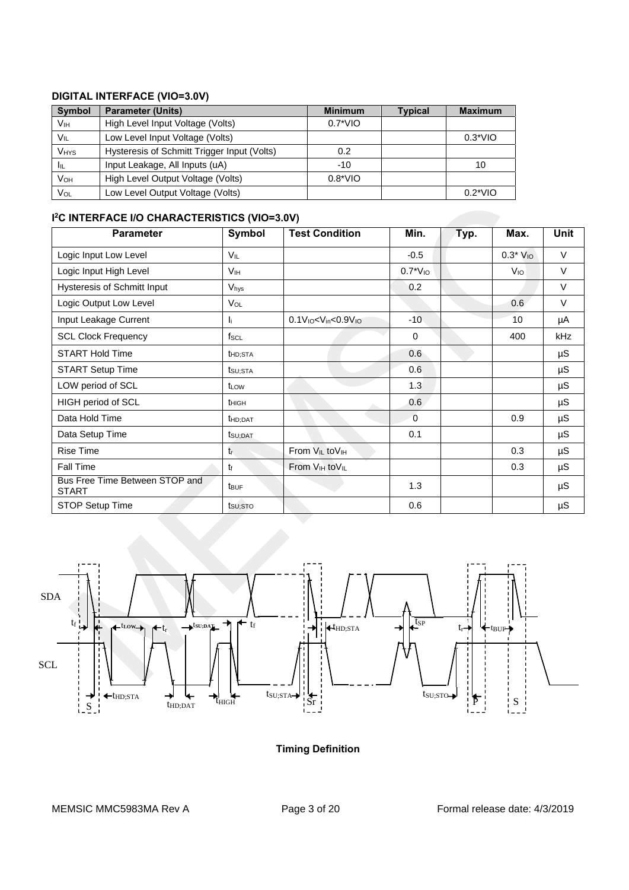### DIGITAL INTERFACE (VIO=3.0V)

| Symbol | Parameter (Units) | Minimum | Typical | Maximum |
|---|---|---|---|---|
| $V_{IH}$ | High Level Input Voltage (Volts) | 0.7*VIO | | |
| $V_{IL}$ | Low Level Input Voltage (Volts) | | | 0.3*VIO |
| $V_{HYS}$ | Hysteresis of Schmitt Trigger Input (Volts) | 0.2 | | |
| $I_{IL}$ | Input Leakage, All Inputs (uA) | -10 | | 10 |
| $V_{OH}$ | High Level Output Voltage (Volts) | 0.8*VIO | | |
| $V_{OL}$ | Low Level Output Voltage (Volts) | | | 0.2*VIO |

### I²C INTERFACE I/O CHARACTERISTICS (VIO=3.0V)

| Parameter | Symbol | Test Condition | Min. | Typ. | Max. | Unit |
|---|---|---|---|---|---|---|
| Logic Input Low Level | $V_{IL}$ | | -0.5 | | 0.3* $V_{IO}$ | V |
| Logic Input High Level | $V_{IH}$ | | 0.7*$V_{IO}$ | | $V_{IO}$ | V |
| Hysteresis of Schmitt Input | $V_{hys}$ | | 0.2 | | | V |
| Logic Output Low Level | $V_{OL}$ | | | | 0.6 | V |
| Input Leakage Current | $I_i$ | $0.1V_{IO}<V_{in}<0.9V_{IO}$ | -10 | | 10 | μA |
| SCL Clock Frequency | $f_{SCL}$ | | 0 | | 400 | kHz |
| START Hold Time | $t_{HD;STA}$ | | 0.6 | | | μS |
| START Setup Time | $t_{SU;STA}$ | | 0.6 | | | μS |
| LOW period of SCL | $t_{LOW}$ | | 1.3 | | | μS |
| HIGH period of SCL | $t_{HIGH}$ | | 0.6 | | | μS |
| Data Hold Time | $t_{HD;DAT}$ | | 0 | | 0.9 | μS |
| Data Setup Time | $t_{SU;DAT}$ | | 0.1 | | | μS |
| Rise Time | $t_r$ | From $V_{IL}$ to$V_{IH}$ | | | 0.3 | μS |
| Fall Time | $t_f$ | From $V_{IH}$ to$V_{IL}$ | | | 0.3 | μS |
| Bus Free Time Between STOP and START | $t_{BUF}$ | | 1.3 | | | μS |
| STOP Setup Time | $t_{SU;STO}$ | | 0.6 | | | μS |

**Timing Definition**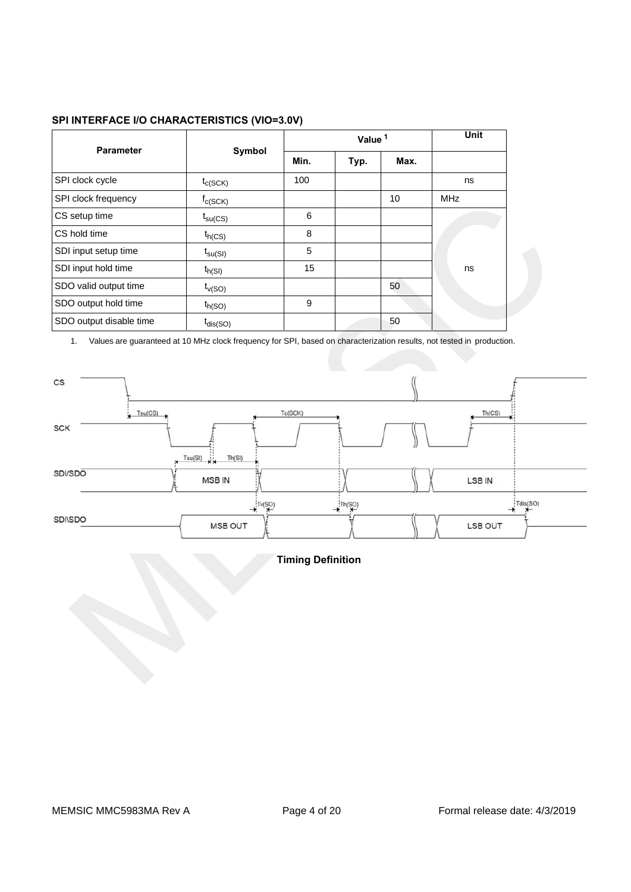**SPI INTERFACE I/O CHARACTERISTICS (VIO=3.0V)**

| Parameter | Symbol | Value [1] | | | Unit |
|---|---|---|---|---|---|
| | | Min. | Typ. | Max. | |
| SPI clock cycle | $t_{c(SCK)}$ | 100 | | | ns |
| SPI clock frequency | $f_{c(SCK)}$ | | | 10 | MHz |
| CS setup time | $t_{su(CS)}$ | 6 | | | ns |
| CS hold time | $t_{h(CS)}$ | 8 | | | ns |
| SDI input setup time | $t_{su(SI)}$ | 5 | | | ns |
| SDI input hold time | $t_{h(SI)}$ | 15 | | | ns |
| SDO valid output time | $t_{v(SO)}$ | | | 50 | ns |
| SDO output hold time | $t_{h(SO)}$ | 9 | | | ns |
| SDO output disable time | $t_{dis(SO)}$ | | | 50 | ns |

1. Values are guaranteed at 10 MHz clock frequency for SPI, based on characterization results, not tested in production.

**Timing Definition**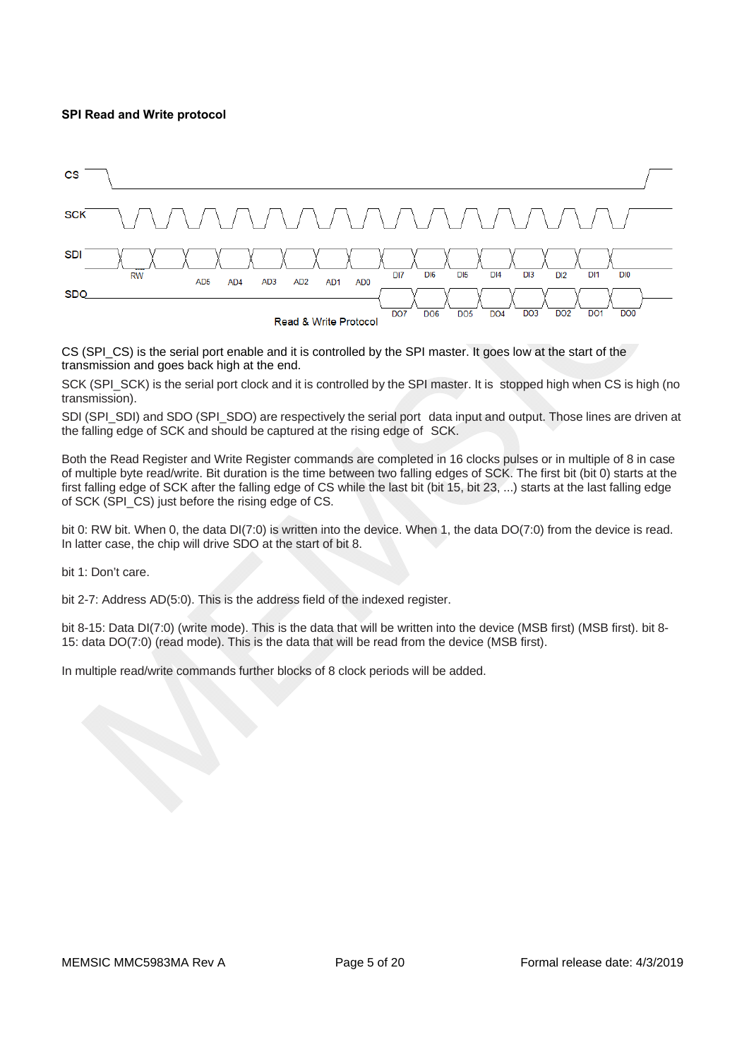**SPI Read and Write protocol**

Read & Write Protocol

CS (SPI_CS) is the serial port enable and it is controlled by the SPI master. It goes low at the start of the transmission and goes back high at the end.

SCK (SPI_SCK) is the serial port clock and it is controlled by the SPI master. It is stopped high when CS is high (no transmission).

SDI (SPI_SDI) and SDO (SPI_SDO) are respectively the serial port data input and output. Those lines are driven at the falling edge of SCK and should be captured at the rising edge of SCK.

Both the Read Register and Write Register commands are completed in 16 clocks pulses or in multiple of 8 in case of multiple byte read/write. Bit duration is the time between two falling edges of SCK. The first bit (bit 0) starts at the first falling edge of SCK after the falling edge of CS while the last bit (bit 15, bit 23, ...) starts at the last falling edge of SCK (SPI_CS) just before the rising edge of CS.

bit 0: RW bit. When 0, the data DI(7:0) is written into the device. When 1, the data DO(7:0) from the device is read. In latter case, the chip will drive SDO at the start of bit 8.

bit 1: Don't care.

bit 2-7: Address AD(5:0). This is the address field of the indexed register.

bit 8-15: Data DI(7:0) (write mode). This is the data that will be written into the device (MSB first) (MSB first). bit 8-15: data DO(7:0) (read mode). This is the data that will be read from the device (MSB first).

In multiple read/write commands further blocks of 8 clock periods will be added.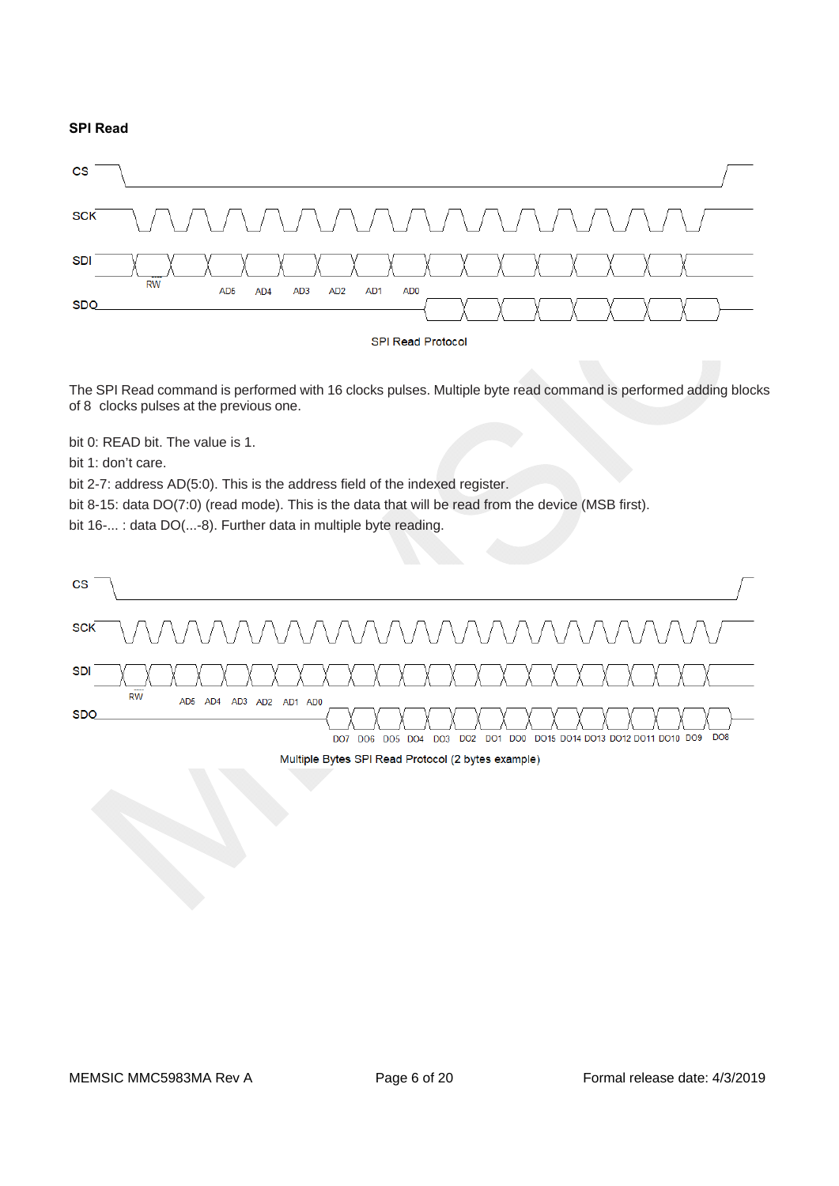**SPI Read**

SPI Read Protocol

The SPI Read command is performed with 16 clocks pulses. Multiple byte read command is performed adding blocks of 8 clocks pulses at the previous one.

bit 0: READ bit. The value is 1.

bit 1: don't care.

bit 2-7: address AD(5:0). This is the address field of the indexed register.

bit 8-15: data DO(7:0) (read mode). This is the data that will be read from the device (MSB first).

bit 16-... : data DO(...-8). Further data in multiple byte reading.

Multiple Bytes SPI Read Protocol (2 bytes example)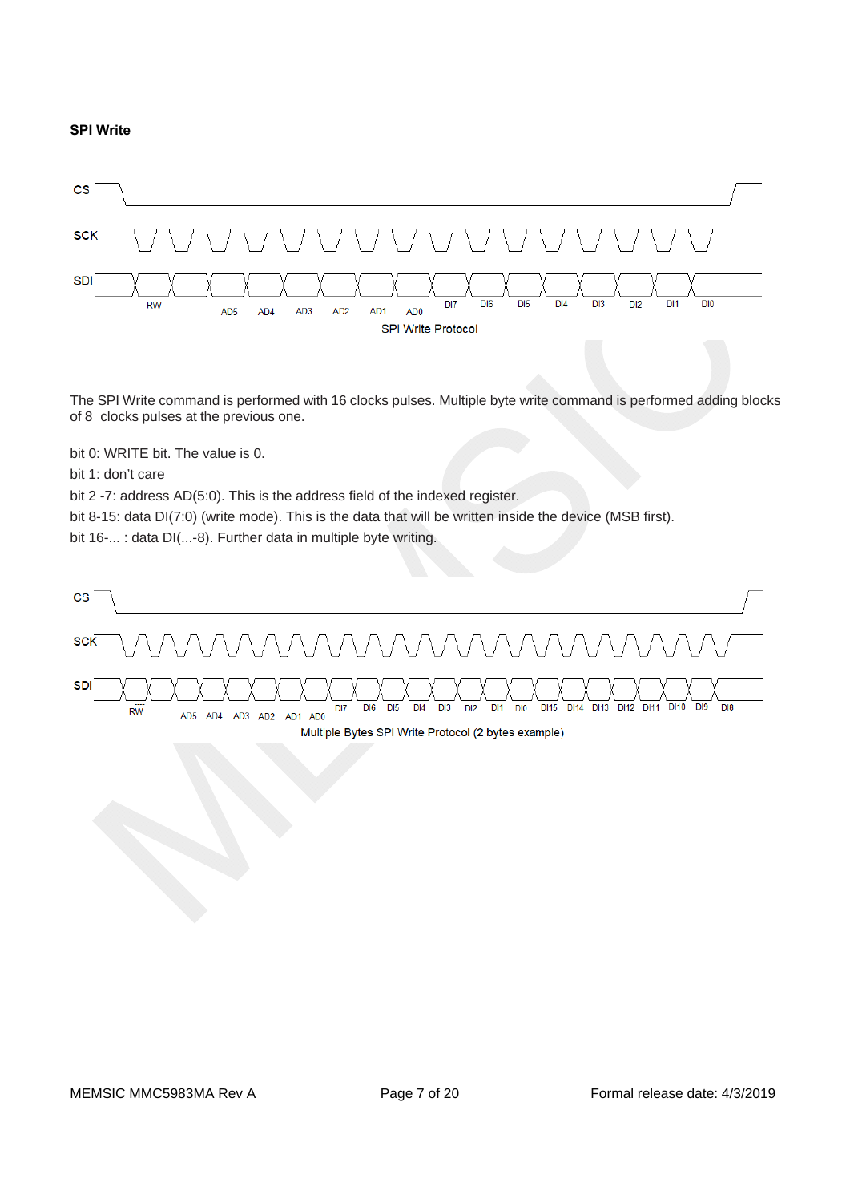**SPI Write**

SPI Write Protocol

The SPI Write command is performed with 16 clocks pulses. Multiple byte write command is performed adding blocks of 8 clocks pulses at the previous one.

bit 0: WRITE bit. The value is 0.

bit 1: don't care

bit 2 -7: address AD(5:0). This is the address field of the indexed register.

bit 8-15: data DI(7:0) (write mode). This is the data that will be written inside the device (MSB first).

bit 16-... : data DI(...-8). Further data in multiple byte writing.

Multiple Bytes SPI Write Protocol (2 bytes example)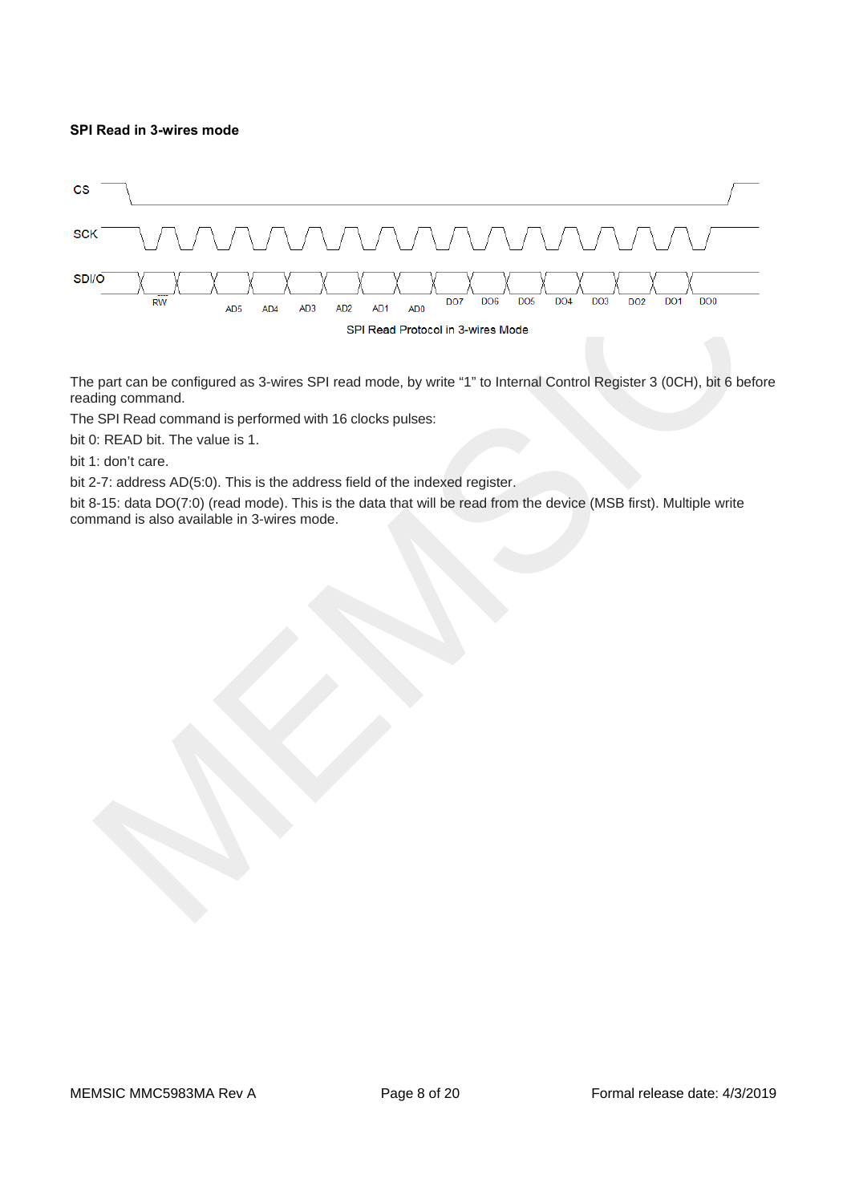**SPI Read in 3-wires mode**

SPI Read Protocol in 3-wires Mode

The part can be configured as 3-wires SPI read mode, by write “1” to Internal Control Register 3 (0CH), bit 6 before reading command.

The SPI Read command is performed with 16 clocks pulses:

bit 0: READ bit. The value is 1.

bit 1: don’t care.

bit 2-7: address AD(5:0). This is the address field of the indexed register.

bit 8-15: data DO(7:0) (read mode). This is the data that will be read from the device (MSB first). Multiple write command is also available in 3-wires mode.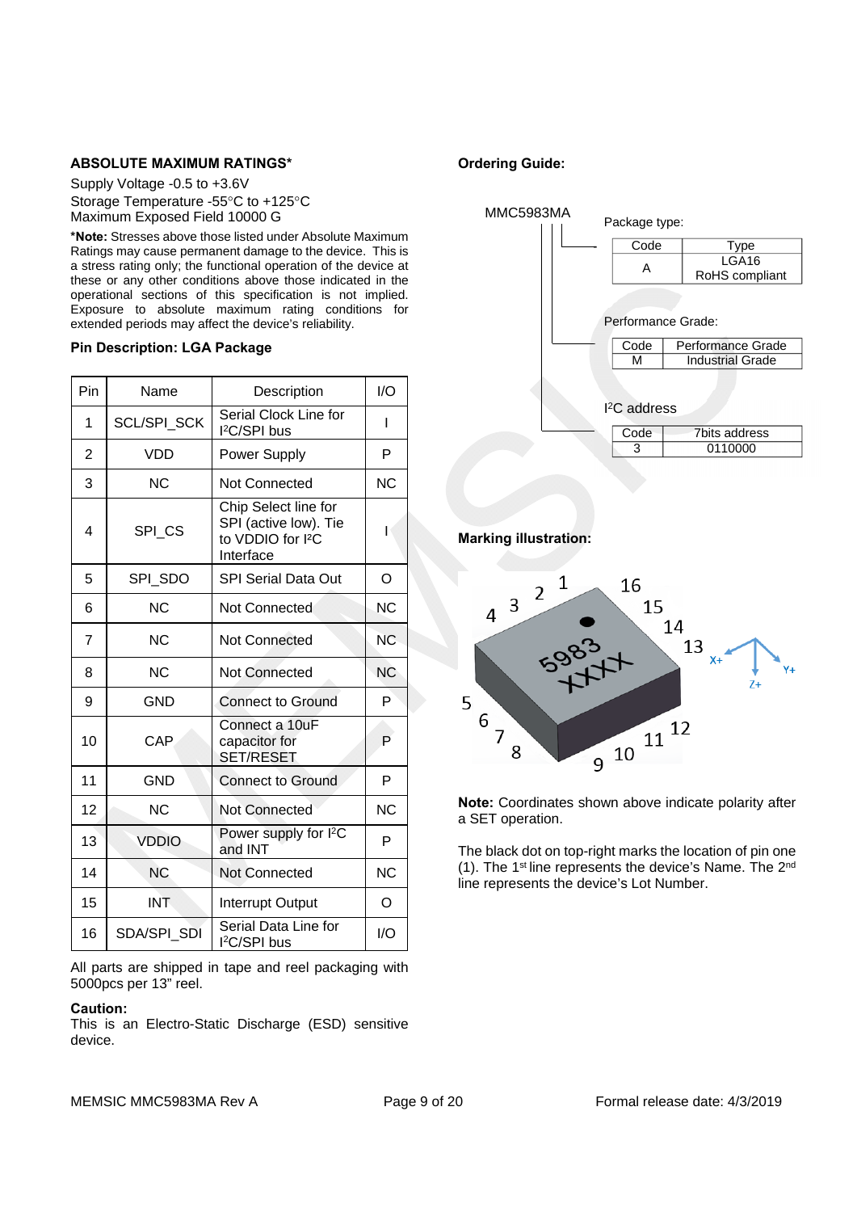**ABSOLUTE MAXIMUM RATINGS***

Supply Voltage -0.5 to +3.6V
Storage Temperature -55°C to +125°C
Maximum Exposed Field 10000 G

***Note:** Stresses above those listed under Absolute Maximum Ratings may cause permanent damage to the device. This is a stress rating only; the functional operation of the device at these or any other conditions above those indicated in the operational sections of this specification is not implied. Exposure to absolute maximum rating conditions for extended periods may affect the device's reliability.

**Pin Description: LGA Package**

| Pin | Name | Description | I/O |
|---|---|---|---|
| 1 | SCL/SPI_SCK | Serial Clock Line for I²C/SPI bus | I |
| 2 | VDD | Power Supply | P |
| 3 | NC | Not Connected | NC |
| 4 | SPI_CS | Chip Select line for SPI (active low). Tie to VDDIO for I²C Interface | I |
| 5 | SPI_SDO | SPI Serial Data Out | O |
| 6 | NC | Not Connected | NC |
| 7 | NC | Not Connected | NC |
| 8 | NC | Not Connected | NC |
| 9 | GND | Connect to Ground | P |
| 10 | CAP | Connect a 10uF capacitor for SET/RESET | P |
| 11 | GND | Connect to Ground | P |
| 12 | NC | Not Connected | NC |
| 13 | VDDIO | Power supply for I²C and INT | P |
| 14 | NC | Not Connected | NC |
| 15 | INT | Interrupt Output | O |
| 16 | SDA/SPI_SDI | Serial Data Line for I²C/SPI bus | I/O |

All parts are shipped in tape and reel packaging with 5000pcs per 13" reel.

**Caution:**
This is an Electro-Static Discharge (ESD) sensitive device.

**Ordering Guide:**

MMC5983MA

Package type:

| Code | Type |
|---|---|
| A | LGA16 RoHS compliant |

Performance Grade:

| Code | Performance Grade |
|---|---|
| M | Industrial Grade |

I²C address

| Code | 7bits address |
|---|---|
| 3 | 0110000 |

**Marking illustration:**

**Note:** Coordinates shown above indicate polarity after a SET operation.

The black dot on top-right marks the location of pin one (1). The 1st line represents the device's Name. The 2nd line represents the device's Lot Number.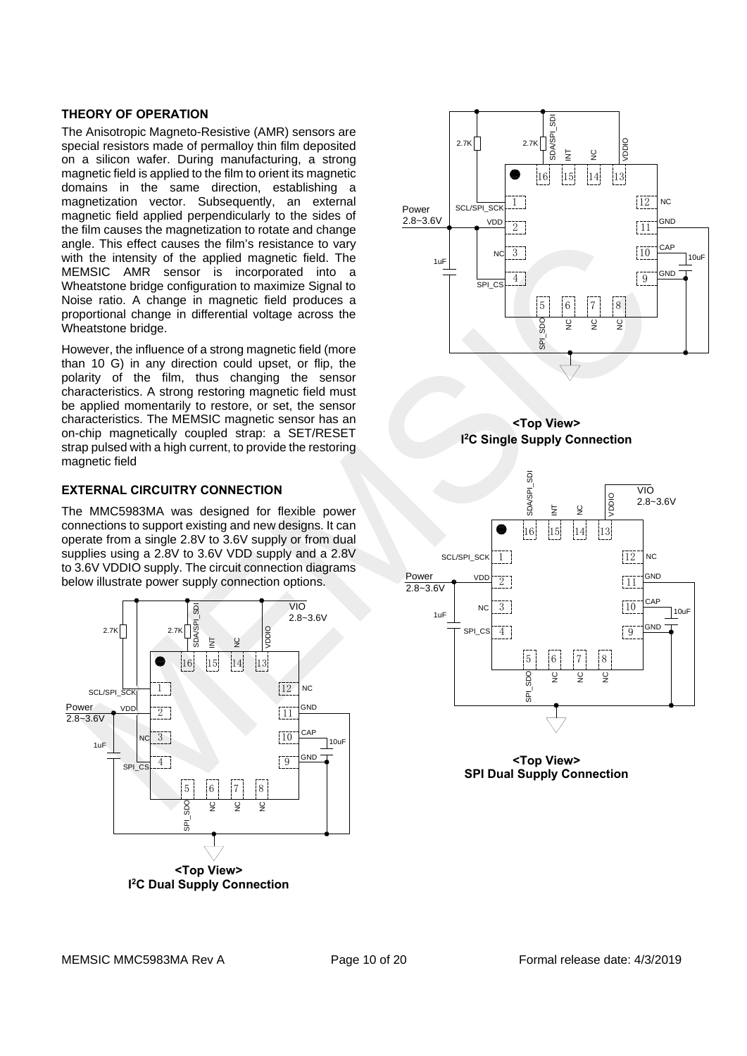## THEORY OF OPERATION

The Anisotropic Magneto-Resistive (AMR) sensors are special resistors made of permalloy thin film deposited on a silicon wafer. During manufacturing, a strong magnetic field is applied to the film to orient its magnetic domains in the same direction, establishing a magnetization vector. Subsequently, an external magnetic field applied perpendicularly to the sides of the film causes the magnetization to rotate and change angle. This effect causes the film's resistance to vary with the intensity of the applied magnetic field. The MEMSIC AMR sensor is incorporated into a Wheatstone bridge configuration to maximize Signal to Noise ratio. A change in magnetic field produces a proportional change in differential voltage across the Wheatstone bridge.

However, the influence of a strong magnetic field (more than 10 G) in any direction could upset, or flip, the polarity of the film, thus changing the sensor characteristics. A strong restoring magnetic field must be applied momentarily to restore, or set, the sensor characteristics. The MEMSIC magnetic sensor has an on-chip magnetically coupled strap: a SET/RESET strap pulsed with a high current, to provide the restoring magnetic field

## EXTERNAL CIRCUITRY CONNECTION

The MMC5983MA was designed for flexible power connections to support existing and new designs. It can operate from a single 2.8V to 3.6V supply or from dual supplies using a 2.8V to 3.6V VDD supply and a 2.8V to 3.6V VDDIO supply. The circuit connection diagrams below illustrate power supply connection options.

**<Top View>**
**I²C Dual Supply Connection**

**<Top View>**
**I²C Single Supply Connection**

**<Top View>**
**SPI Dual Supply Connection**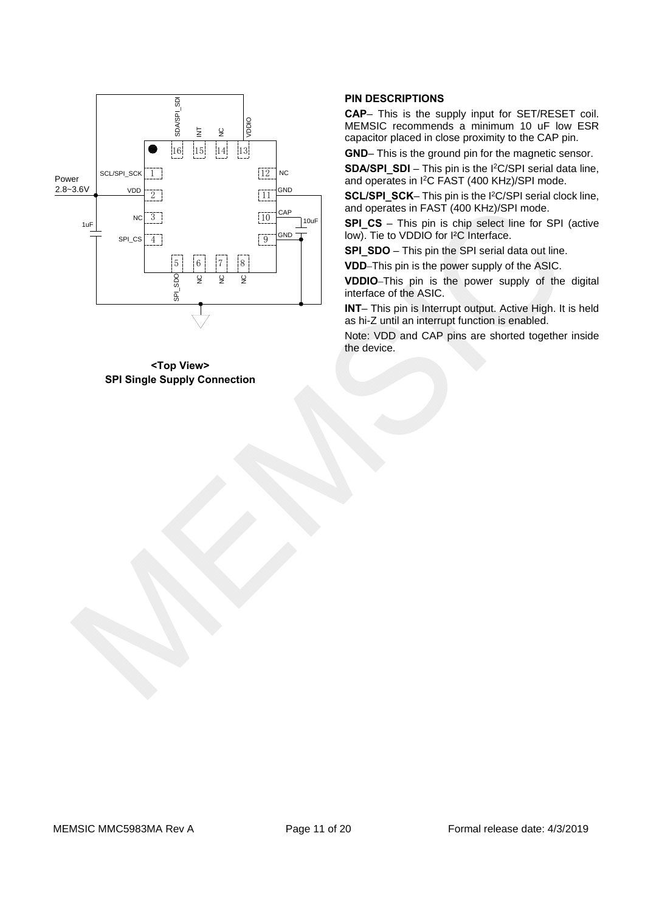<Top View>
**SPI Single Supply Connection**

**PIN DESCRIPTIONS**

**CAP**– This is the supply input for SET/RESET coil. MEMSIC recommends a minimum 10 uF low ESR capacitor placed in close proximity to the CAP pin.

**GND**– This is the ground pin for the magnetic sensor.

**SDA/SPI_SDI** – This pin is the I²C/SPI serial data line, and operates in I²C FAST (400 KHz)/SPI mode.

**SCL/SPI_SCK**– This pin is the I²C/SPI serial clock line, and operates in FAST (400 KHz)/SPI mode.

**SPI_CS** – This pin is chip select line for SPI (active low). Tie to VDDIO for I²C Interface.

**SPI_SDO** – This pin the SPI serial data out line.

**VDD**–This pin is the power supply of the ASIC.

**VDDIO**–This pin is the power supply of the digital interface of the ASIC.

**INT**– This pin is Interrupt output. Active High. It is held as hi-Z until an interrupt function is enabled.

Note: VDD and CAP pins are shorted together inside the device.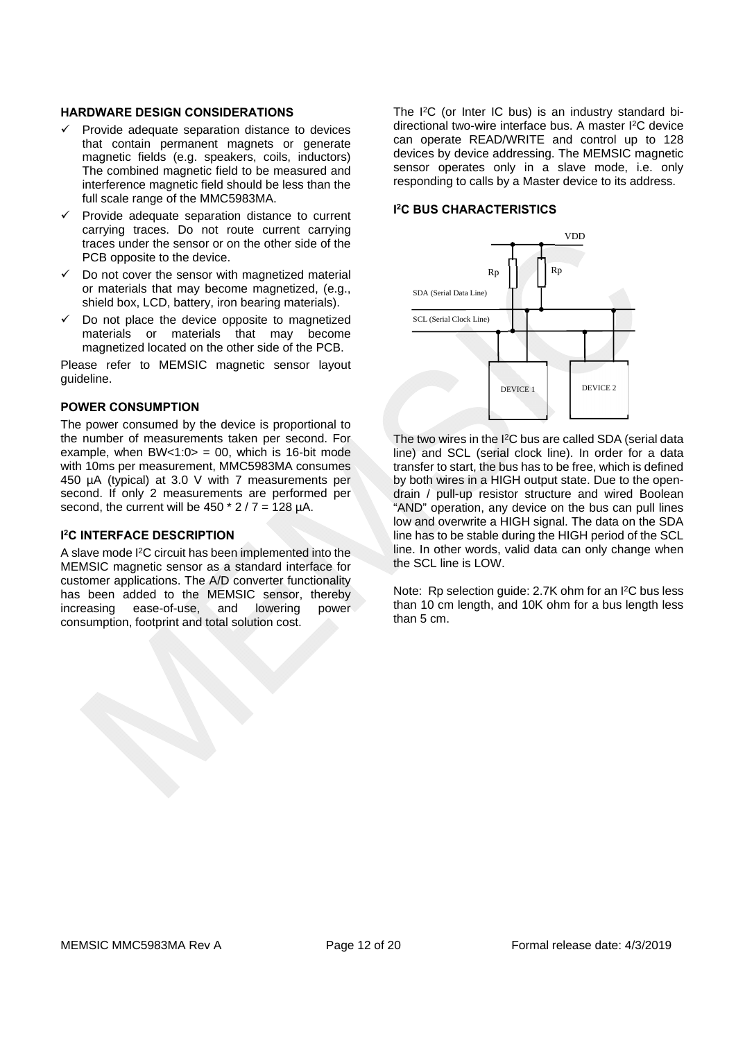### HARDWARE DESIGN CONSIDERATIONS

- ✓ Provide adequate separation distance to devices that contain permanent magnets or generate magnetic fields (e.g. speakers, coils, inductors) The combined magnetic field to be measured and interference magnetic field should be less than the full scale range of the MMC5983MA.
- ✓ Provide adequate separation distance to current carrying traces. Do not route current carrying traces under the sensor or on the other side of the PCB opposite to the device.
- ✓ Do not cover the sensor with magnetized material or materials that may become magnetized, (e.g., shield box, LCD, battery, iron bearing materials).
- ✓ Do not place the device opposite to magnetized materials or materials that may become magnetized located on the other side of the PCB.

Please refer to MEMSIC magnetic sensor layout guideline.

### POWER CONSUMPTION

The power consumed by the device is proportional to the number of measurements taken per second. For example, when BW<1:0> = 00, which is 16-bit mode with 10ms per measurement, MMC5983MA consumes 450 µA (typical) at 3.0 V with 7 measurements per second. If only 2 measurements are performed per second, the current will be 450 * 2 / 7 = 128 µA.

### I²C INTERFACE DESCRIPTION

A slave mode I²C circuit has been implemented into the MEMSIC magnetic sensor as a standard interface for customer applications. The A/D converter functionality has been added to the MEMSIC sensor, thereby increasing ease-of-use, and lowering power consumption, footprint and total solution cost.

The I²C (or Inter IC bus) is an industry standard bi-directional two-wire interface bus. A master I²C device can operate READ/WRITE and control up to 128 devices by device addressing. The MEMSIC magnetic sensor operates only in a slave mode, i.e. only responding to calls by a Master device to its address.

### I²C BUS CHARACTERISTICS

VDD

Rp Rp

SDA (Serial Data Line)

SCL (Serial Clock Line)

DEVICE 1 DEVICE 2

The two wires in the I²C bus are called SDA (serial data line) and SCL (serial clock line). In order for a data transfer to start, the bus has to be free, which is defined by both wires in a HIGH output state. Due to the open-drain / pull-up resistor structure and wired Boolean "AND" operation, any device on the bus can pull lines low and overwrite a HIGH signal. The data on the SDA line has to be stable during the HIGH period of the SCL line. In other words, valid data can only change when the SCL line is LOW.

Note: Rp selection guide: 2.7K ohm for an I²C bus less than 10 cm length, and 10K ohm for a bus length less than 5 cm.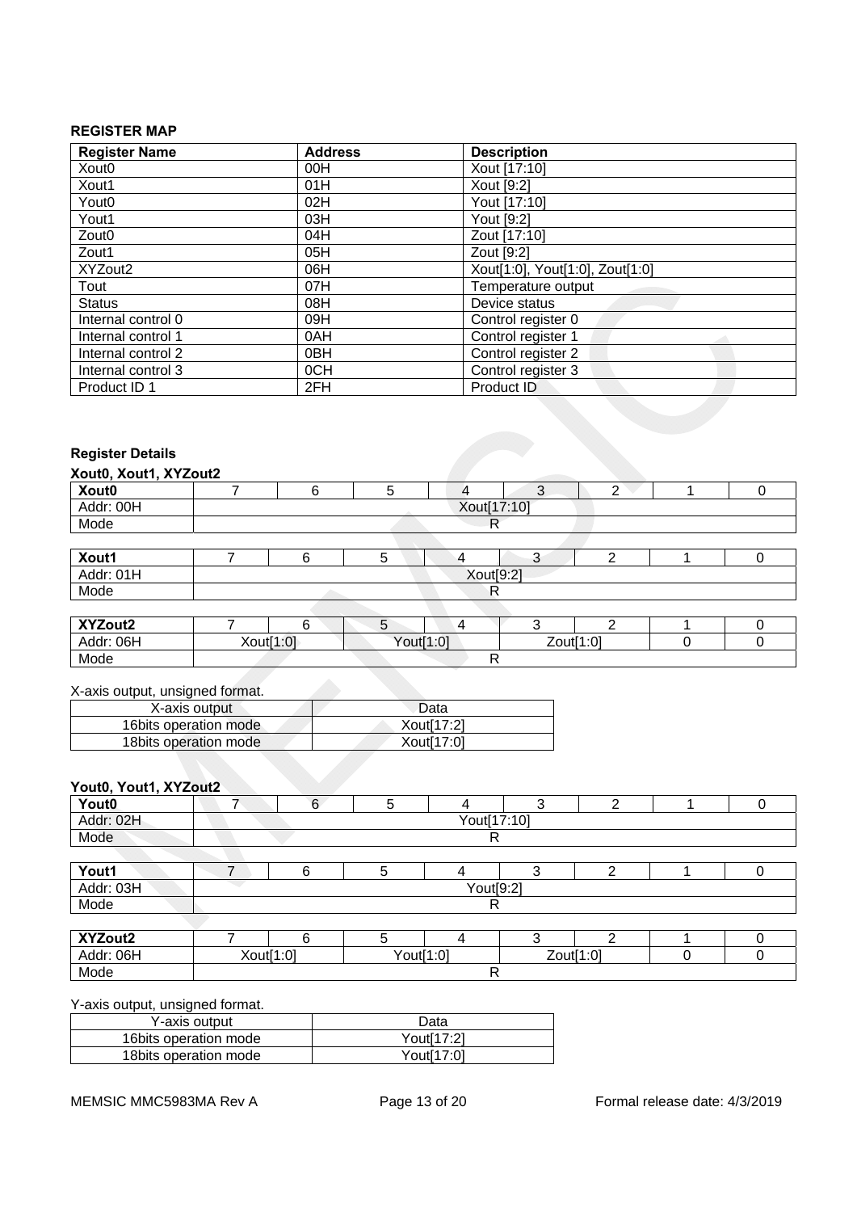### REGISTER MAP

| Register Name | Address | Description |
|---|---|---|
| Xout0 | 00H | Xout [17:10] |
| Xout1 | 01H | Xout [9:2] |
| Yout0 | 02H | Yout [17:10] |
| Yout1 | 03H | Yout [9:2] |
| Zout0 | 04H | Zout [17:10] |
| Zout1 | 05H | Zout [9:2] |
| XYZout2 | 06H | Xout[1:0], Yout[1:0], Zout[1:0] |
| Tout | 07H | Temperature output |
| Status | 08H | Device status |
| Internal control 0 | 09H | Control register 0 |
| Internal control 1 | 0AH | Control register 1 |
| Internal control 2 | 0BH | Control register 2 |
| Internal control 3 | 0CH | Control register 3 |
| Product ID 1 | 2FH | Product ID |

### Register Details

**Xout0, Xout1, XYZout2**

| Xout0 | 7 | 6 | 5 | 4 | 3 | 2 | 1 | 0 |
|---|---|---|---|---|---|---|---|---|
| Addr: 00H | Xout[17:10] | | | | | | | |
| Mode | R | | | | | | | |

| Xout1 | 7 | 6 | 5 | 4 | 3 | 2 | 1 | 0 |
|---|---|---|---|---|---|---|---|---|
| Addr: 01H | Xout[9:2] | | | | | | | |
| Mode | R | | | | | | | |

| XYZout2 | 7 | 6 | 5 | 4 | 3 | 2 | 1 | 0 |
|---|---|---|---|---|---|---|---|---|
| Addr: 06H | Xout[1:0] | | Yout[1:0] | | Zout[1:0] | | 0 | 0 |
| Mode | R | | | | | | | |

X-axis output, unsigned format.

| X-axis output | Data |
|---|---|
| 16bits operation mode | Xout[17:2] |
| 18bits operation mode | Xout[17:0] |

**Yout0, Yout1, XYZout2**

| Yout0 | 7 | 6 | 5 | 4 | 3 | 2 | 1 | 0 |
|---|---|---|---|---|---|---|---|---|
| Addr: 02H | Yout[17:10] | | | | | | | |
| Mode | R | | | | | | | |

| Yout1 | 7 | 6 | 5 | 4 | 3 | 2 | 1 | 0 |
|---|---|---|---|---|---|---|---|---|
| Addr: 03H | Yout[9:2] | | | | | | | |
| Mode | R | | | | | | | |

| XYZout2 | 7 | 6 | 5 | 4 | 3 | 2 | 1 | 0 |
|---|---|---|---|---|---|---|---|---|
| Addr: 06H | Xout[1:0] | | Yout[1:0] | | Zout[1:0] | | 0 | 0 |
| Mode | R | | | | | | | |

Y-axis output, unsigned format.

| Y-axis output | Data |
|---|---|
| 16bits operation mode | Yout[17:2] |
| 18bits operation mode | Yout[17:0] |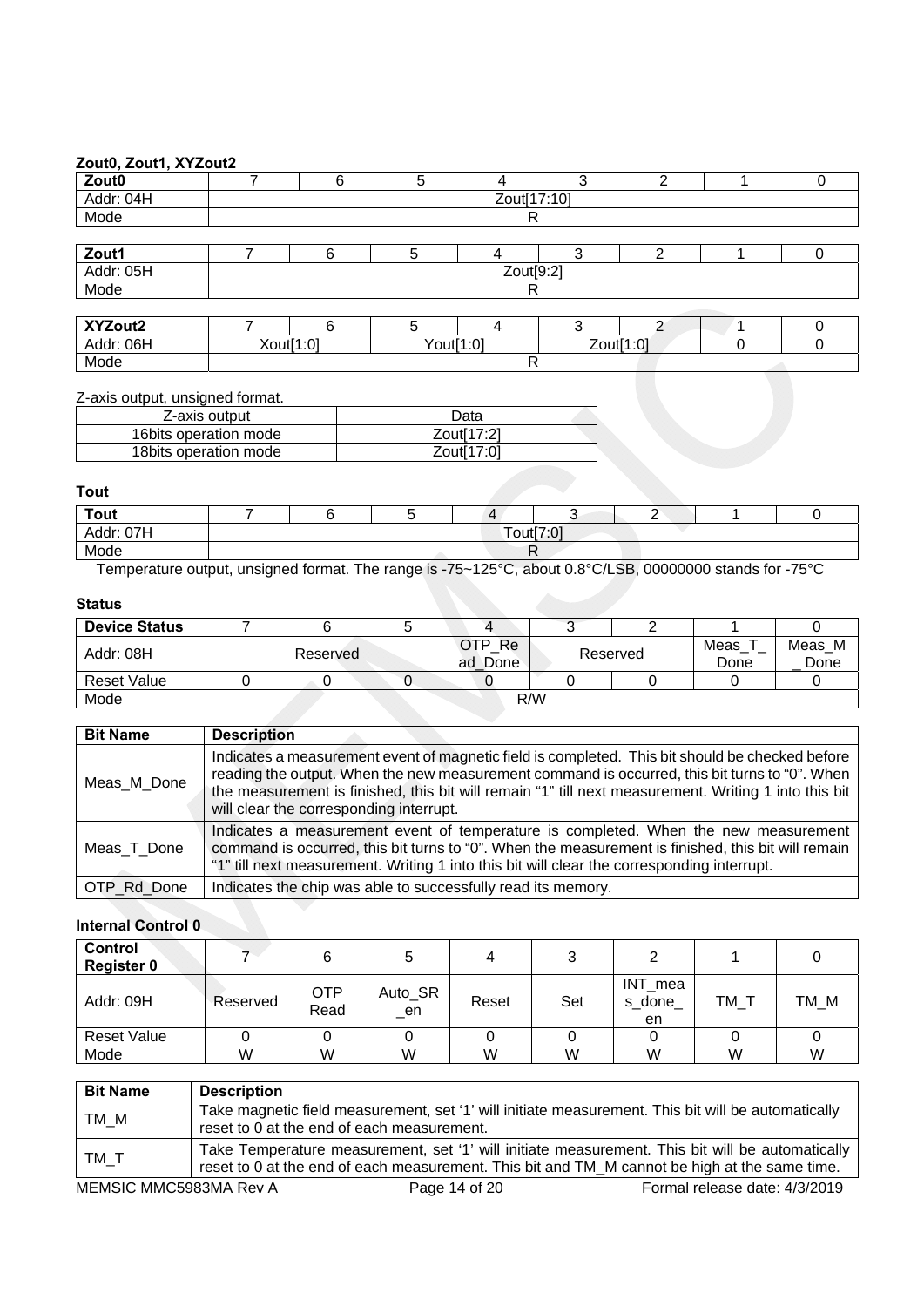### Zout0, Zout1, XYZout2

| Zout0 | 7 | 6 | 5 | 4 | 3 | 2 | 1 | 0 |
|---|---|---|---|---|---|---|---|---|
| Addr: 04H | Zout[17:10] | | | | | | | |
| Mode | R | | | | | | | |

| Zout1 | 7 | 6 | 5 | 4 | 3 | 2 | 1 | 0 |
|---|---|---|---|---|---|---|---|---|
| Addr: 05H | Zout[9:2] | | | | | | | |
| Mode | R | | | | | | | |

| XYZout2 | 7 | 6 | 5 | 4 | 3 | 2 | 1 | 0 |
|---|---|---|---|---|---|---|---|---|
| Addr: 06H | Xout[1:0] | | Yout[1:0] | | Zout[1:0] | | 0 | 0 |
| Mode | R | | | | | | | |

Z-axis output, unsigned format.

| Z-axis output | Data |
|---|---|
| 16bits operation mode | Zout[17:2] |
| 18bits operation mode | Zout[17:0] |

### Tout

| Tout | 7 | 6 | 5 | 4 | 3 | 2 | 1 | 0 |
|---|---|---|---|---|---|---|---|---|
| Addr: 07H | Tout[7:0] | | | | | | | |
| Mode | R | | | | | | | |

Temperature output, unsigned format. The range is -75~125°C, about 0.8°C/LSB, 00000000 stands for -75°C

### Status

| Device Status | 7 | 6 | 5 | 4 | 3 | 2 | 1 | 0 |
|---|---|---|---|---|---|---|---|---|
| Addr: 08H | Reserved | | | OTP_Read_Done | Reserved | | Meas_T_Done | Meas_M_Done |
| Reset Value | 0 | 0 | 0 | 0 | 0 | 0 | 0 | 0 |
| Mode | R/W | | | | | | | |

| Bit Name | Description |
|---|---|
| Meas_M_Done | Indicates a measurement event of magnetic field is completed. This bit should be checked before reading the output. When the new measurement command is occurred, this bit turns to "0". When the measurement is finished, this bit will remain "1" till next measurement. Writing 1 into this bit will clear the corresponding interrupt. |
| Meas_T_Done | Indicates a measurement event of temperature is completed. When the new measurement command is occurred, this bit turns to "0". When the measurement is finished, this bit will remain "1" till next measurement. Writing 1 into this bit will clear the corresponding interrupt. |
| OTP_Rd_Done | Indicates the chip was able to successfully read its memory. |

### Internal Control 0

| Control Register 0 | 7 | 6 | 5 | 4 | 3 | 2 | 1 | 0 |
|---|---|---|---|---|---|---|---|---|
| Addr: 09H | Reserved | OTP Read | Auto_SR_en | Reset | Set | INT_meas_done_en | TM_T | TM_M |
| Reset Value | 0 | 0 | 0 | 0 | 0 | 0 | 0 | 0 |
| Mode | W | W | W | W | W | W | W | W |

| Bit Name | Description |
|---|---|
| TM_M | Take magnetic field measurement, set '1' will initiate measurement. This bit will be automatically reset to 0 at the end of each measurement. |
| TM_T | Take Temperature measurement, set '1' will initiate measurement. This bit will be automatically reset to 0 at the end of each measurement. This bit and TM_M cannot be high at the same time. |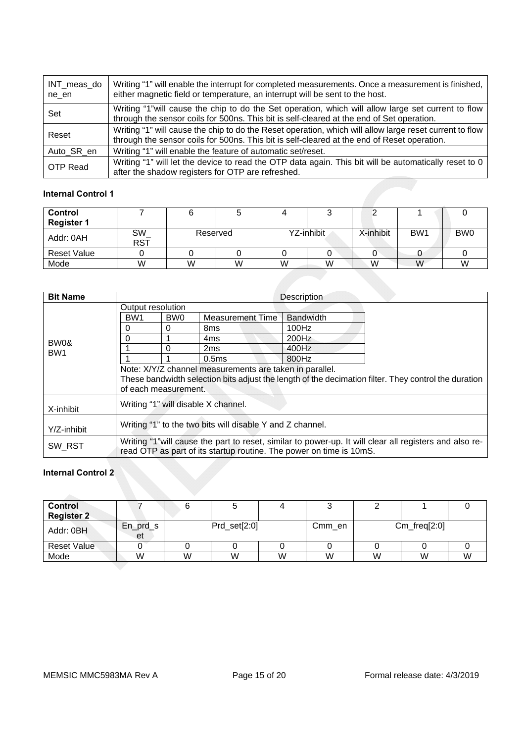| INT_meas_done_en | Writing “1” will enable the interrupt for completed measurements. Once a measurement is finished, either magnetic field or temperature, an interrupt will be sent to the host. |
|---|---|
| Set | Writing “1”will cause the chip to do the Set operation, which will allow large set current to flow through the sensor coils for 500ns. This bit is self-cleared at the end of Set operation. |
| Reset | Writing “1” will cause the chip to do the Reset operation, which will allow large reset current to flow through the sensor coils for 500ns. This bit is self-cleared at the end of Reset operation. |
| Auto_SR_en | Writing “1” will enable the feature of automatic set/reset. |
| OTP Read | Writing “1” will let the device to read the OTP data again. This bit will be automatically reset to 0 after the shadow registers for OTP are refreshed. |

**Internal Control 1**

| Control Register 1 | 7 | 6 | 5 | 4 | 3 | 2 | 1 | 0 |
|---|---|---|---|---|---|---|---|---|
| Addr: 0AH | SW_RST | Reserved | | YZ-inhibit | | X-inhibit | BW1 | BW0 |
| Reset Value | 0 | 0 | 0 | 0 | 0 | 0 | 0 | 0 |
| Mode | W | W | W | W | W | W | W | W |

| Bit Name | Description |
|---|---|
| BW0& BW1 | Output resolution<br>BW1 / BW0 / Measurement Time / Bandwidth<br>0 / 0 / 8ms / 100Hz<br>0 / 1 / 4ms / 200Hz<br>1 / 0 / 2ms / 400Hz<br>1 / 1 / 0.5ms / 800Hz<br>Note: X/Y/Z channel measurements are taken in parallel.<br>These bandwidth selection bits adjust the length of the decimation filter. They control the duration of each measurement. |
| X-inhibit | Writing “1” will disable X channel. |
| Y/Z-inhibit | Writing “1” to the two bits will disable Y and Z channel. |
| SW_RST | Writing “1”will cause the part to reset, similar to power-up. It will clear all registers and also re-read OTP as part of its startup routine. The power on time is 10mS. |

Output resolution:

| BW1 | BW0 | Measurement Time | Bandwidth |
|---|---|---|---|
| 0 | 0 | 8ms | 100Hz |
| 0 | 1 | 4ms | 200Hz |
| 1 | 0 | 2ms | 400Hz |
| 1 | 1 | 0.5ms | 800Hz |

**Internal Control 2**

| Control Register 2 | 7 | 6 | 5 | 4 | 3 | 2 | 1 | 0 |
|---|---|---|---|---|---|---|---|---|
| Addr: 0BH | En_prd_set | Prd_set[2:0] | | | Cmm_en | Cm_freq[2:0] | | |
| Reset Value | 0 | 0 | 0 | 0 | 0 | 0 | 0 | 0 |
| Mode | W | W | W | W | W | W | W | W |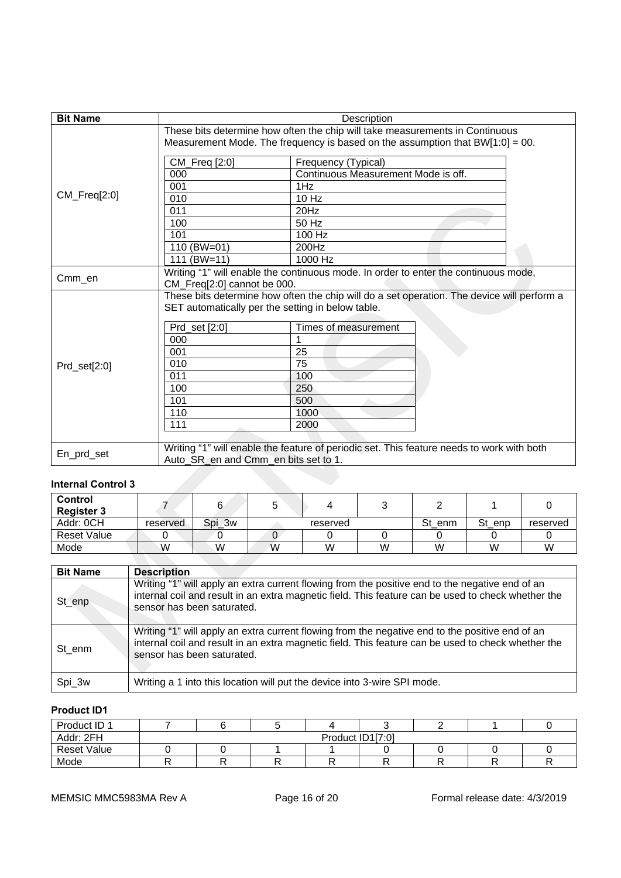| Bit Name | Description |
|---|---|
| CM_Freq[2:0] | These bits determine how often the chip will take measurements in Continuous Measurement Mode. The frequency is based on the assumption that BW[1:0] = 00.<br><br>CM_Freq [2:0] — Frequency (Typical)<br>000 — Continuous Measurement Mode is off.<br>001 — 1Hz<br>010 — 10 Hz<br>011 — 20Hz<br>100 — 50 Hz<br>101 — 100 Hz<br>110 (BW=01) — 200Hz<br>111 (BW=11) — 1000 Hz |
| Cmm_en | Writing “1” will enable the continuous mode. In order to enter the continuous mode, CM_Freq[2:0] cannot be 000. |
| Prd_set[2:0] | These bits determine how often the chip will do a set operation. The device will perform a SET automatically per the setting in below table.<br><br>Prd_set [2:0] — Times of measurement<br>000 — 1<br>001 — 25<br>010 — 75<br>011 — 100<br>100 — 250<br>101 — 500<br>110 — 1000<br>111 — 2000 |
| En_prd_set | Writing “1” will enable the feature of periodic set. This feature needs to work with both Auto_SR_en and Cmm_en bits set to 1. |

**Internal Control 3**

| Control Register 3 | 7 | 6 | 5 | 4 | 3 | 2 | 1 | 0 |
|---|---|---|---|---|---|---|---|---|
| Addr: 0CH | reserved | Spi_3w | reserved | | | St_enm | St_enp | reserved |
| Reset Value | 0 | 0 | 0 | 0 | 0 | 0 | 0 | 0 |
| Mode | W | W | W | W | W | W | W | W |

| Bit Name | Description |
|---|---|
| St_enp | Writing “1” will apply an extra current flowing from the positive end to the negative end of an internal coil and result in an extra magnetic field. This feature can be used to check whether the sensor has been saturated. |
| St_enm | Writing “1” will apply an extra current flowing from the negative end to the positive end of an internal coil and result in an extra magnetic field. This feature can be used to check whether the sensor has been saturated. |
| Spi_3w | Writing a 1 into this location will put the device into 3-wire SPI mode. |

**Product ID1**

| Product ID 1 | 7 | 6 | 5 | 4 | 3 | 2 | 1 | 0 |
|---|---|---|---|---|---|---|---|---|
| Addr: 2FH | Product ID1[7:0] | | | | | | | |
| Reset Value | 0 | 0 | 1 | 1 | 0 | 0 | 0 | 0 |
| Mode | R | R | R | R | R | R | R | R |

MEMSIC MMC5983MA Rev A    Formal release date: 4/3/2019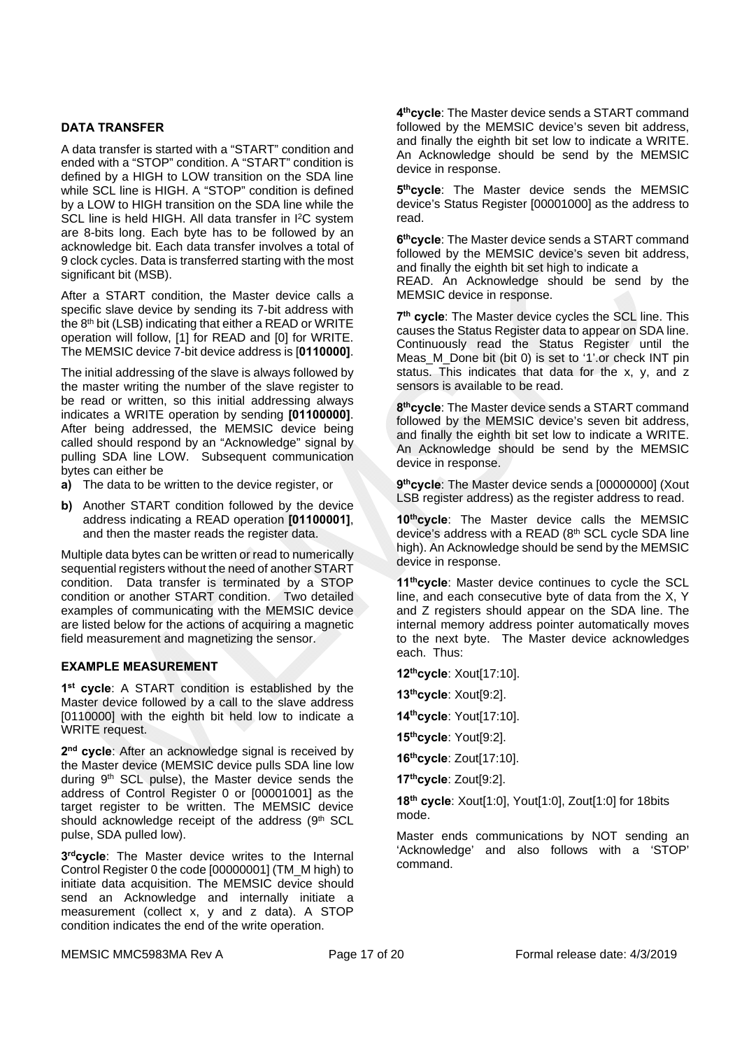## DATA TRANSFER

A data transfer is started with a "START" condition and ended with a "STOP" condition. A "START" condition is defined by a HIGH to LOW transition on the SDA line while SCL line is HIGH. A "STOP" condition is defined by a LOW to HIGH transition on the SDA line while the SCL line is held HIGH. All data transfer in I²C system are 8-bits long. Each byte has to be followed by an acknowledge bit. Each data transfer involves a total of 9 clock cycles. Data is transferred starting with the most significant bit (MSB).

After a START condition, the Master device calls a specific slave device by sending its 7-bit address with the 8th bit (LSB) indicating that either a READ or WRITE operation will follow, [1] for READ and [0] for WRITE. The MEMSIC device 7-bit device address is [**0110000]**.

The initial addressing of the slave is always followed by the master writing the number of the slave register to be read or written, so this initial addressing always indicates a WRITE operation by sending **[01100000]**. After being addressed, the MEMSIC device being called should respond by an "Acknowledge" signal by pulling SDA line LOW. Subsequent communication bytes can either be

**a)** The data to be written to the device register, or

**b)** Another START condition followed by the device address indicating a READ operation **[01100001]**, and then the master reads the register data.

Multiple data bytes can be written or read to numerically sequential registers without the need of another START condition. Data transfer is terminated by a STOP condition or another START condition. Two detailed examples of communicating with the MEMSIC device are listed below for the actions of acquiring a magnetic field measurement and magnetizing the sensor.

## EXAMPLE MEASUREMENT

**1st cycle**: A START condition is established by the Master device followed by a call to the slave address [0110000] with the eighth bit held low to indicate a WRITE request.

**2nd cycle**: After an acknowledge signal is received by the Master device (MEMSIC device pulls SDA line low during 9th SCL pulse), the Master device sends the address of Control Register 0 or [00001001] as the target register to be written. The MEMSIC device should acknowledge receipt of the address (9th SCL pulse, SDA pulled low).

**3rdcycle**: The Master device writes to the Internal Control Register 0 the code [00000001] (TM_M high) to initiate data acquisition. The MEMSIC device should send an Acknowledge and internally initiate a measurement (collect x, y and z data). A STOP condition indicates the end of the write operation.

**4thcycle**: The Master device sends a START command followed by the MEMSIC device's seven bit address, and finally the eighth bit set low to indicate a WRITE. An Acknowledge should be send by the MEMSIC device in response.

**5thcycle**: The Master device sends the MEMSIC device's Status Register [00001000] as the address to read.

**6thcycle**: The Master device sends a START command followed by the MEMSIC device's seven bit address, and finally the eighth bit set high to indicate a READ. An Acknowledge should be send by the MEMSIC device in response.

**7th cycle**: The Master device cycles the SCL line. This causes the Status Register data to appear on SDA line. Continuously read the Status Register until the Meas_M_Done bit (bit 0) is set to '1'.or check INT pin status. This indicates that data for the x, y, and z sensors is available to be read.

**8thcycle**: The Master device sends a START command followed by the MEMSIC device's seven bit address, and finally the eighth bit set low to indicate a WRITE. An Acknowledge should be send by the MEMSIC device in response.

**9thcycle**: The Master device sends a [00000000] (Xout LSB register address) as the register address to read.

**10thcycle**: The Master device calls the MEMSIC device's address with a READ (8th SCL cycle SDA line high). An Acknowledge should be send by the MEMSIC device in response.

**11thcycle**: Master device continues to cycle the SCL line, and each consecutive byte of data from the X, Y and Z registers should appear on the SDA line. The internal memory address pointer automatically moves to the next byte. The Master device acknowledges each. Thus:

**12thcycle**: Xout[17:10].

**13thcycle**: Xout[9:2].

**14thcycle**: Yout[17:10].

**15thcycle**: Yout[9:2].

**16thcycle**: Zout[17:10].

**17thcycle**: Zout[9:2].

**18th cycle**: Xout[1:0], Yout[1:0], Zout[1:0] for 18bits mode.

Master ends communications by NOT sending an 'Acknowledge' and also follows with a 'STOP' command.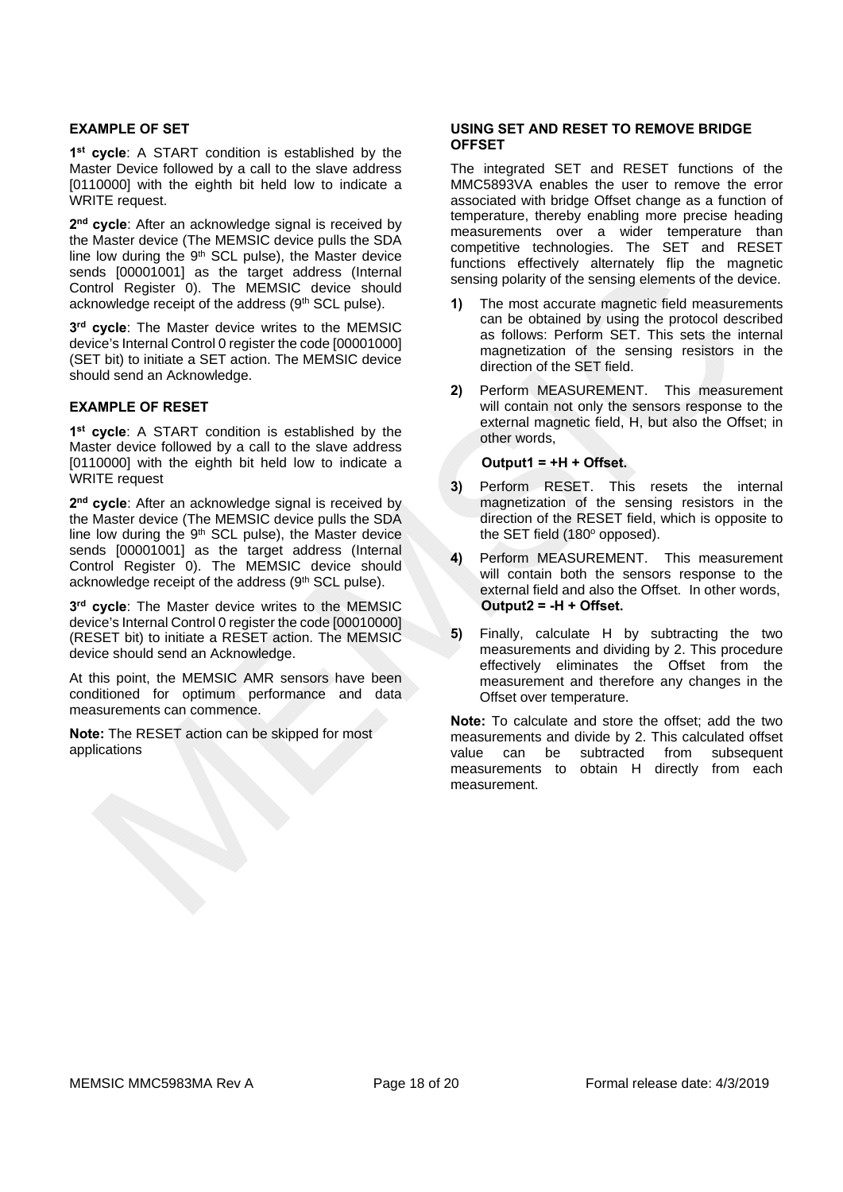### EXAMPLE OF SET

**1st cycle**: A START condition is established by the Master Device followed by a call to the slave address [0110000] with the eighth bit held low to indicate a WRITE request.

**2nd cycle**: After an acknowledge signal is received by the Master device (The MEMSIC device pulls the SDA line low during the 9th SCL pulse), the Master device sends [00001001] as the target address (Internal Control Register 0). The MEMSIC device should acknowledge receipt of the address (9th SCL pulse).

**3rd cycle**: The Master device writes to the MEMSIC device's Internal Control 0 register the code [00001000] (SET bit) to initiate a SET action. The MEMSIC device should send an Acknowledge.

### EXAMPLE OF RESET

**1st cycle**: A START condition is established by the Master device followed by a call to the slave address [0110000] with the eighth bit held low to indicate a WRITE request

**2nd cycle**: After an acknowledge signal is received by the Master device (The MEMSIC device pulls the SDA line low during the 9th SCL pulse), the Master device sends [00001001] as the target address (Internal Control Register 0). The MEMSIC device should acknowledge receipt of the address (9th SCL pulse).

**3rd cycle**: The Master device writes to the MEMSIC device's Internal Control 0 register the code [00010000] (RESET bit) to initiate a RESET action. The MEMSIC device should send an Acknowledge.

At this point, the MEMSIC AMR sensors have been conditioned for optimum performance and data measurements can commence.

**Note:** The RESET action can be skipped for most applications

### USING SET AND RESET TO REMOVE BRIDGE OFFSET

The integrated SET and RESET functions of the MMC5893VA enables the user to remove the error associated with bridge Offset change as a function of temperature, thereby enabling more precise heading measurements over a wider temperature than competitive technologies. The SET and RESET functions effectively alternately flip the magnetic sensing polarity of the sensing elements of the device.

1) The most accurate magnetic field measurements can be obtained by using the protocol described as follows: Perform SET. This sets the internal magnetization of the sensing resistors in the direction of the SET field.
2) Perform MEASUREMENT. This measurement will contain not only the sensors response to the external magnetic field, H, but also the Offset; in other words,

   **Output1 = +H + Offset.**

3) Perform RESET. This resets the internal magnetization of the sensing resistors in the direction of the RESET field, which is opposite to the SET field ($180^{o}$ opposed).
4) Perform MEASUREMENT. This measurement will contain both the sensors response to the external field and also the Offset. In other words, **Output2 = -H + Offset.**
5) Finally, calculate H by subtracting the two measurements and dividing by 2. This procedure effectively eliminates the Offset from the measurement and therefore any changes in the Offset over temperature.

**Note:** To calculate and store the offset; add the two measurements and divide by 2. This calculated offset value can be subtracted from subsequent measurements to obtain H directly from each measurement.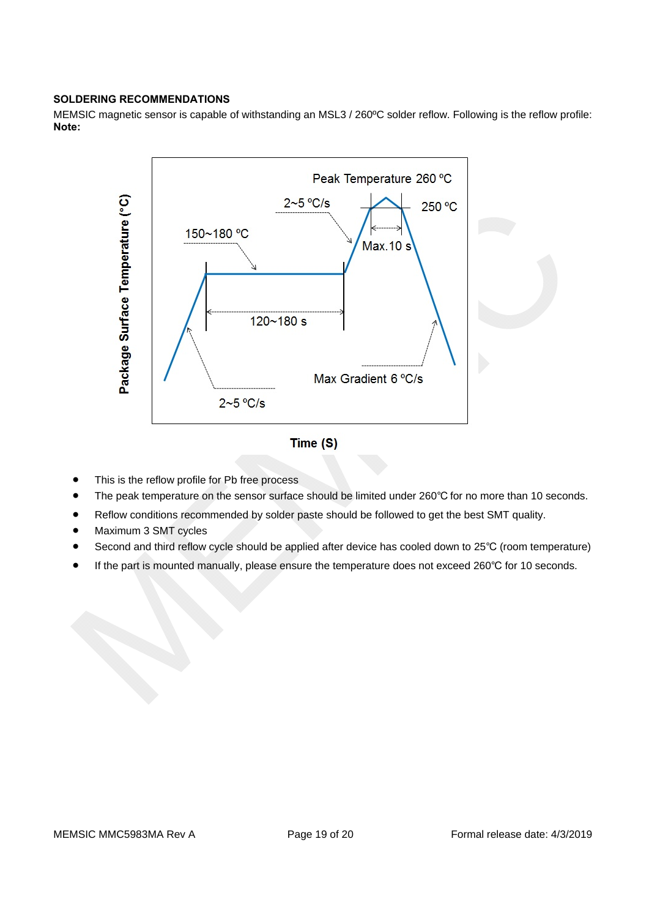### SOLDERING RECOMMENDATIONS

MEMSIC magnetic sensor is capable of withstanding an MSL3 / 260ºC solder reflow. Following is the reflow profile:
**Note:**

Peak Temperature 260 ºC

2~5 ºC/s

250 ºC

150~180 ºC

Max.10 s

120~180 s

Max Gradient 6 ºC/s

2~5 ºC/s

Package Surface Temperature (°C)

Time (S)

- This is the reflow profile for Pb free process
- The peak temperature on the sensor surface should be limited under 260℃ for no more than 10 seconds.
- Reflow conditions recommended by solder paste should be followed to get the best SMT quality.
- Maximum 3 SMT cycles
- Second and third reflow cycle should be applied after device has cooled down to 25℃ (room temperature)
- If the part is mounted manually, please ensure the temperature does not exceed 260℃ for 10 seconds.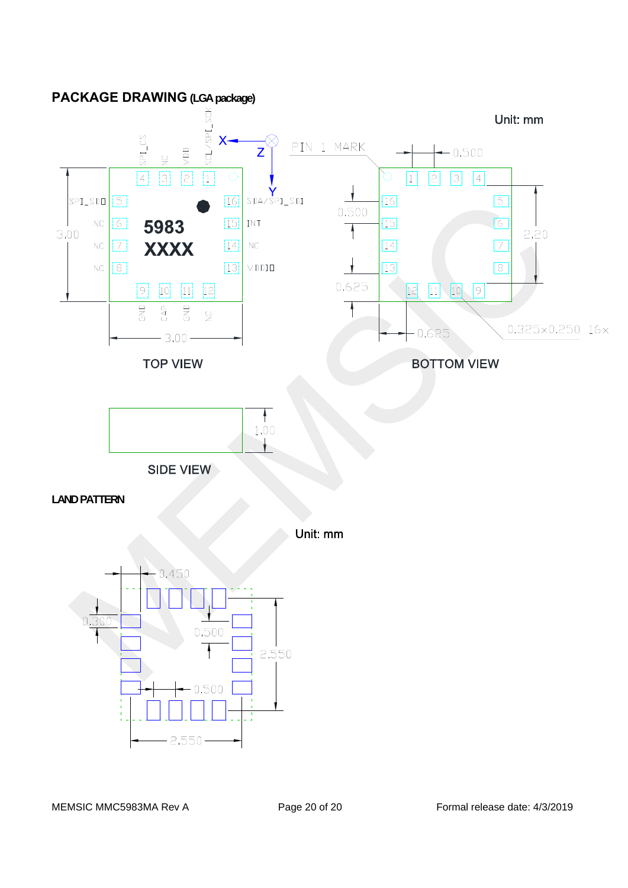## PACKAGE DRAWING (LGA package)

Unit: mm

SPI_CS
NC
VDD
SCL/SPI_SCK
X
Z
Y
PIN 1 MARK
0.500

4 3 2 1

SPI_SDO 5
NC 6
NC 7
NC 8

16 SDA/SPI_SDI
15 INT
14 NC
13 VDDIO

5983
XXXX

9 10 11 12

GND
CAP
GND
NC

3.00
3.00

TOP VIEW

1 2 3 4
16 5
15 6
14 7
13 8
12 11 10 9

0.500
2.20
0.625
0.625
0.325×0.250 16×

BOTTOM VIEW

1.00

SIDE VIEW

## LAND PATTERN

Unit: mm

0.450
0.300
0.500
0.500
2.550
2.550

MEMSIC MMC5983MA Rev A

Formal release date: 4/3/2019